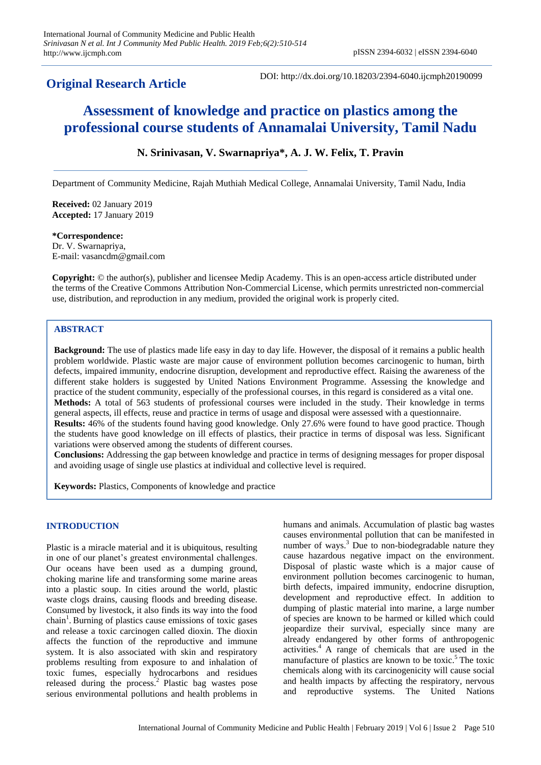**Original Research Article**

DOI: http://dx.doi.org/10.18203/2394-6040.ijcmph20190099

# Assessment of knowledge and practice on plastics among the professional course students of Annamalai University, Tamil Nadu

**N. Srinivasan, V. Swarnapriya*, A. J. W. Felix, T. Pravin**

Department of Community Medicine, Rajah Muthiah Medical College, Annamalai University, Tamil Nadu, India

**Received:** 02 January 2019
**Accepted:** 17 January 2019

***Correspondence:**
Dr. V. Swarnapriya,
E-mail: vasancdm@gmail.com

**Copyright:** © the author(s), publisher and licensee Medip Academy. This is an open-access article distributed under the terms of the Creative Commons Attribution Non-Commercial License, which permits unrestricted non-commercial use, distribution, and reproduction in any medium, provided the original work is properly cited.

## ABSTRACT

**Background:** The use of plastics made life easy in day to day life. However, the disposal of it remains a public health problem worldwide. Plastic waste are major cause of environment pollution becomes carcinogenic to human, birth defects, impaired immunity, endocrine disruption, development and reproductive effect. Raising the awareness of the different stake holders is suggested by United Nations Environment Programme. Assessing the knowledge and practice of the student community, especially of the professional courses, in this regard is considered as a vital one.

**Methods:** A total of 563 students of professional courses were included in the study. Their knowledge in terms general aspects, ill effects, reuse and practice in terms of usage and disposal were assessed with a questionnaire.

**Results:** 46% of the students found having good knowledge. Only 27.6% were found to have good practice. Though the students have good knowledge on ill effects of plastics, their practice in terms of disposal was less. Significant variations were observed among the students of different courses.

**Conclusions:** Addressing the gap between knowledge and practice in terms of designing messages for proper disposal and avoiding usage of single use plastics at individual and collective level is required.

**Keywords:** Plastics, Components of knowledge and practice

## INTRODUCTION

Plastic is a miracle material and it is ubiquitous, resulting in one of our planet's greatest environmental challenges. Our oceans have been used as a dumping ground, choking marine life and transforming some marine areas into a plastic soup. In cities around the world, plastic waste clogs drains, causing floods and breeding disease. Consumed by livestock, it also finds its way into the food chain[1]. Burning of plastics cause emissions of toxic gases and release a toxic carcinogen called dioxin. The dioxin affects the function of the reproductive and immune system. It is also associated with skin and respiratory problems resulting from exposure to and inhalation of toxic fumes, especially hydrocarbons and residues released during the process.[2] Plastic bag wastes pose serious environmental pollutions and health problems in humans and animals. Accumulation of plastic bag wastes causes environmental pollution that can be manifested in number of ways.[3] Due to non-biodegradable nature they cause hazardous negative impact on the environment. Disposal of plastic waste which is a major cause of environment pollution becomes carcinogenic to human, birth defects, impaired immunity, endocrine disruption, development and reproductive effect. In addition to dumping of plastic material into marine, a large number of species are known to be harmed or killed which could jeopardize their survival, especially since many are already endangered by other forms of anthropogenic activities.[4] A range of chemicals that are used in the manufacture of plastics are known to be toxic.[5] The toxic chemicals along with its carcinogenicity will cause social and health impacts by affecting the respiratory, nervous and reproductive systems. The United Nations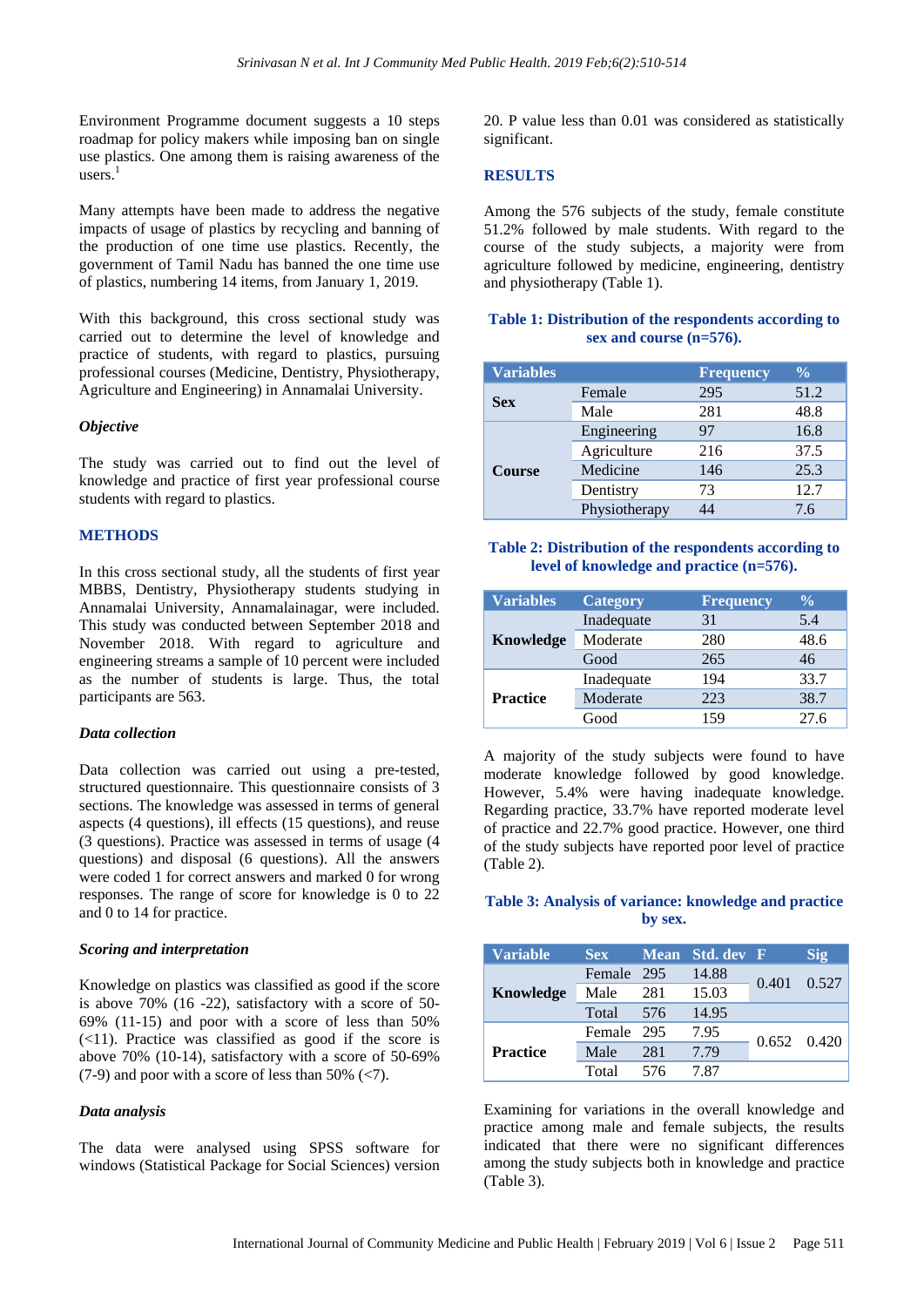Environment Programme document suggests a 10 steps roadmap for policy makers while imposing ban on single use plastics. One among them is raising awareness of the users.[1]

Many attempts have been made to address the negative impacts of usage of plastics by recycling and banning of the production of one time use plastics. Recently, the government of Tamil Nadu has banned the one time use of plastics, numbering 14 items, from January 1, 2019.

With this background, this cross sectional study was carried out to determine the level of knowledge and practice of students, with regard to plastics, pursuing professional courses (Medicine, Dentistry, Physiotherapy, Agriculture and Engineering) in Annamalai University.

### *Objective*

The study was carried out to find out the level of knowledge and practice of first year professional course students with regard to plastics.

## METHODS

In this cross sectional study, all the students of first year MBBS, Dentistry, Physiotherapy students studying in Annamalai University, Annamalainagar, were included. This study was conducted between September 2018 and November 2018. With regard to agriculture and engineering streams a sample of 10 percent were included as the number of students is large. Thus, the total participants are 563.

### *Data collection*

Data collection was carried out using a pre-tested, structured questionnaire. This questionnaire consists of 3 sections. The knowledge was assessed in terms of general aspects (4 questions), ill effects (15 questions), and reuse (3 questions). Practice was assessed in terms of usage (4 questions) and disposal (6 questions). All the answers were coded 1 for correct answers and marked 0 for wrong responses. The range of score for knowledge is 0 to 22 and 0 to 14 for practice.

### *Scoring and interpretation*

Knowledge on plastics was classified as good if the score is above 70% (16 -22), satisfactory with a score of 50-69% (11-15) and poor with a score of less than 50% (<11). Practice was classified as good if the score is above 70% (10-14), satisfactory with a score of 50-69% (7-9) and poor with a score of less than 50% (<7).

### *Data analysis*

The data were analysed using SPSS software for windows (Statistical Package for Social Sciences) version 20. P value less than 0.01 was considered as statistically significant.

## RESULTS

Among the 576 subjects of the study, female constitute 51.2% followed by male students. With regard to the course of the study subjects, a majority were from agriculture followed by medicine, engineering, dentistry and physiotherapy (Table 1).

**Table 1: Distribution of the respondents according to sex and course (n=576).**

| Variables | | Frequency | % |
|---|---|---|---|
| Sex | Female | 295 | 51.2 |
| | Male | 281 | 48.8 |
| Course | Engineering | 97 | 16.8 |
| | Agriculture | 216 | 37.5 |
| | Medicine | 146 | 25.3 |
| | Dentistry | 73 | 12.7 |
| | Physiotherapy | 44 | 7.6 |

**Table 2: Distribution of the respondents according to level of knowledge and practice (n=576).**

| Variables | Category | Frequency | % |
|---|---|---|---|
| Knowledge | Inadequate | 31 | 5.4 |
| | Moderate | 280 | 48.6 |
| | Good | 265 | 46 |
| Practice | Inadequate | 194 | 33.7 |
| | Moderate | 223 | 38.7 |
| | Good | 159 | 27.6 |

A majority of the study subjects were found to have moderate knowledge followed by good knowledge. However, 5.4% were having inadequate knowledge. Regarding practice, 33.7% have reported moderate level of practice and 22.7% good practice. However, one third of the study subjects have reported poor level of practice (Table 2).

**Table 3: Analysis of variance: knowledge and practice by sex.**

| Variable | Sex | Mean | Std. dev | F | Sig |
|---|---|---|---|---|---|
| Knowledge | Female | 295 | 14.88 | 0.401 | 0.527 |
| | Male | 281 | 15.03 | | |
| | Total | 576 | 14.95 | | |
| Practice | Female | 295 | 7.95 | 0.652 | 0.420 |
| | Male | 281 | 7.79 | | |
| | Total | 576 | 7.87 | | |

Examining for variations in the overall knowledge and practice among male and female subjects, the results indicated that there were no significant differences among the study subjects both in knowledge and practice (Table 3).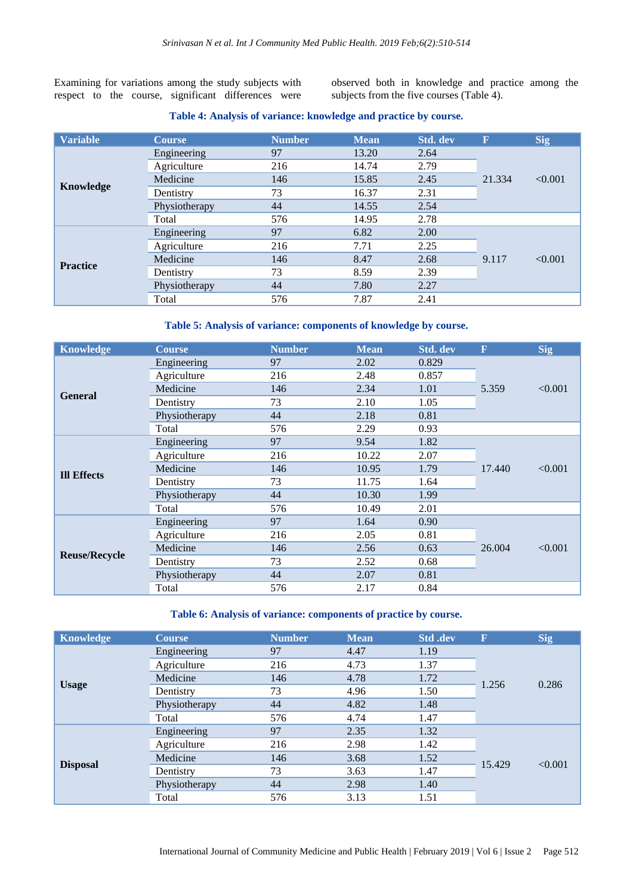Examining for variations among the study subjects with respect to the course, significant differences were observed both in knowledge and practice among the subjects from the five courses (Table 4).

**Table 4: Analysis of variance: knowledge and practice by course.**

| Variable | Course | Number | Mean | Std. dev | F | Sig |
|---|---|---|---|---|---|---|
| Knowledge | Engineering | 97 | 13.20 | 2.64 | 21.334 | <0.001 |
| | Agriculture | 216 | 14.74 | 2.79 | | |
| | Medicine | 146 | 15.85 | 2.45 | | |
| | Dentistry | 73 | 16.37 | 2.31 | | |
| | Physiotherapy | 44 | 14.55 | 2.54 | | |
| | Total | 576 | 14.95 | 2.78 | | |
| Practice | Engineering | 97 | 6.82 | 2.00 | 9.117 | <0.001 |
| | Agriculture | 216 | 7.71 | 2.25 | | |
| | Medicine | 146 | 8.47 | 2.68 | | |
| | Dentistry | 73 | 8.59 | 2.39 | | |
| | Physiotherapy | 44 | 7.80 | 2.27 | | |
| | Total | 576 | 7.87 | 2.41 | | |

**Table 5: Analysis of variance: components of knowledge by course.**

| Knowledge | Course | Number | Mean | Std. dev | F | Sig |
|---|---|---|---|---|---|---|
| General | Engineering | 97 | 2.02 | 0.829 | 5.359 | <0.001 |
| | Agriculture | 216 | 2.48 | 0.857 | | |
| | Medicine | 146 | 2.34 | 1.01 | | |
| | Dentistry | 73 | 2.10 | 1.05 | | |
| | Physiotherapy | 44 | 2.18 | 0.81 | | |
| | Total | 576 | 2.29 | 0.93 | | |
| Ill Effects | Engineering | 97 | 9.54 | 1.82 | 17.440 | <0.001 |
| | Agriculture | 216 | 10.22 | 2.07 | | |
| | Medicine | 146 | 10.95 | 1.79 | | |
| | Dentistry | 73 | 11.75 | 1.64 | | |
| | Physiotherapy | 44 | 10.30 | 1.99 | | |
| | Total | 576 | 10.49 | 2.01 | | |
| Reuse/Recycle | Engineering | 97 | 1.64 | 0.90 | 26.004 | <0.001 |
| | Agriculture | 216 | 2.05 | 0.81 | | |
| | Medicine | 146 | 2.56 | 0.63 | | |
| | Dentistry | 73 | 2.52 | 0.68 | | |
| | Physiotherapy | 44 | 2.07 | 0.81 | | |
| | Total | 576 | 2.17 | 0.84 | | |

**Table 6: Analysis of variance: components of practice by course.**

| Knowledge | Course | Number | Mean | Std .dev | F | Sig |
|---|---|---|---|---|---|---|
| Usage | Engineering | 97 | 4.47 | 1.19 | 1.256 | 0.286 |
| | Agriculture | 216 | 4.73 | 1.37 | | |
| | Medicine | 146 | 4.78 | 1.72 | | |
| | Dentistry | 73 | 4.96 | 1.50 | | |
| | Physiotherapy | 44 | 4.82 | 1.48 | | |
| | Total | 576 | 4.74 | 1.47 | | |
| Disposal | Engineering | 97 | 2.35 | 1.32 | 15.429 | <0.001 |
| | Agriculture | 216 | 2.98 | 1.42 | | |
| | Medicine | 146 | 3.68 | 1.52 | | |
| | Dentistry | 73 | 3.63 | 1.47 | | |
| | Physiotherapy | 44 | 2.98 | 1.40 | | |
| | Total | 576 | 3.13 | 1.51 | | |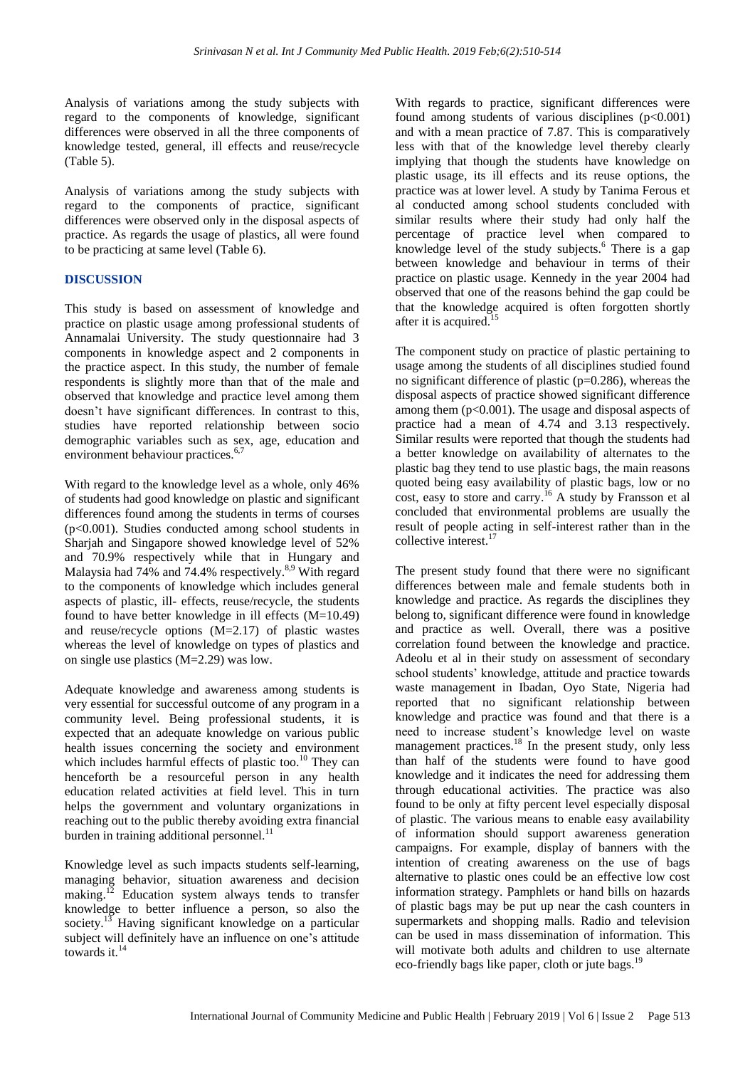Analysis of variations among the study subjects with regard to the components of knowledge, significant differences were observed in all the three components of knowledge tested, general, ill effects and reuse/recycle (Table 5).

Analysis of variations among the study subjects with regard to the components of practice, significant differences were observed only in the disposal aspects of practice. As regards the usage of plastics, all were found to be practicing at same level (Table 6).

## DISCUSSION

This study is based on assessment of knowledge and practice on plastic usage among professional students of Annamalai University. The study questionnaire had 3 components in knowledge aspect and 2 components in the practice aspect. In this study, the number of female respondents is slightly more than that of the male and observed that knowledge and practice level among them doesn't have significant differences. In contrast to this, studies have reported relationship between socio demographic variables such as sex, age, education and environment behaviour practices.[6,7]

With regard to the knowledge level as a whole, only 46% of students had good knowledge on plastic and significant differences found among the students in terms of courses ($p<0.001$). Studies conducted among school students in Sharjah and Singapore showed knowledge level of 52% and 70.9% respectively while that in Hungary and Malaysia had 74% and 74.4% respectively.[8,9] With regard to the components of knowledge which includes general aspects of plastic, ill- effects, reuse/recycle, the students found to have better knowledge in ill effects (M=10.49) and reuse/recycle options (M=2.17) of plastic wastes whereas the level of knowledge on types of plastics and on single use plastics (M=2.29) was low.

Adequate knowledge and awareness among students is very essential for successful outcome of any program in a community level. Being professional students, it is expected that an adequate knowledge on various public health issues concerning the society and environment which includes harmful effects of plastic too.[10] They can henceforth be a resourceful person in any health education related activities at field level. This in turn helps the government and voluntary organizations in reaching out to the public thereby avoiding extra financial burden in training additional personnel.[11]

Knowledge level as such impacts students self-learning, managing behavior, situation awareness and decision making.[12] Education system always tends to transfer knowledge to better influence a person, so also the society.[13] Having significant knowledge on a particular subject will definitely have an influence on one's attitude towards it.[14]

With regards to practice, significant differences were found among students of various disciplines ($p<0.001$) and with a mean practice of 7.87. This is comparatively less with that of the knowledge level thereby clearly implying that though the students have knowledge on plastic usage, its ill effects and its reuse options, the practice was at lower level. A study by Tanima Ferous et al conducted among school students concluded with similar results where their study had only half the percentage of practice level when compared to knowledge level of the study subjects.[6] There is a gap between knowledge and behaviour in terms of their practice on plastic usage. Kennedy in the year 2004 had observed that one of the reasons behind the gap could be that the knowledge acquired is often forgotten shortly after it is acquired.[15]

The component study on practice of plastic pertaining to usage among the students of all disciplines studied found no significant difference of plastic ($p=0.286$), whereas the disposal aspects of practice showed significant difference among them ($p<0.001$). The usage and disposal aspects of practice had a mean of 4.74 and 3.13 respectively. Similar results were reported that though the students had a better knowledge on availability of alternates to the plastic bag they tend to use plastic bags, the main reasons quoted being easy availability of plastic bags, low or no cost, easy to store and carry.[16] A study by Fransson et al concluded that environmental problems are usually the result of people acting in self-interest rather than in the collective interest.[17]

The present study found that there were no significant differences between male and female students both in knowledge and practice. As regards the disciplines they belong to, significant difference were found in knowledge and practice as well. Overall, there was a positive correlation found between the knowledge and practice. Adeolu et al in their study on assessment of secondary school students' knowledge, attitude and practice towards waste management in Ibadan, Oyo State, Nigeria had reported that no significant relationship between knowledge and practice was found and that there is a need to increase student's knowledge level on waste management practices.[18] In the present study, only less than half of the students were found to have good knowledge and it indicates the need for addressing them through educational activities. The practice was also found to be only at fifty percent level especially disposal of plastic. The various means to enable easy availability of information should support awareness generation campaigns. For example, display of banners with the intention of creating awareness on the use of bags alternative to plastic ones could be an effective low cost information strategy. Pamphlets or hand bills on hazards of plastic bags may be put up near the cash counters in supermarkets and shopping malls. Radio and television can be used in mass dissemination of information. This will motivate both adults and children to use alternate eco-friendly bags like paper, cloth or jute bags.[19]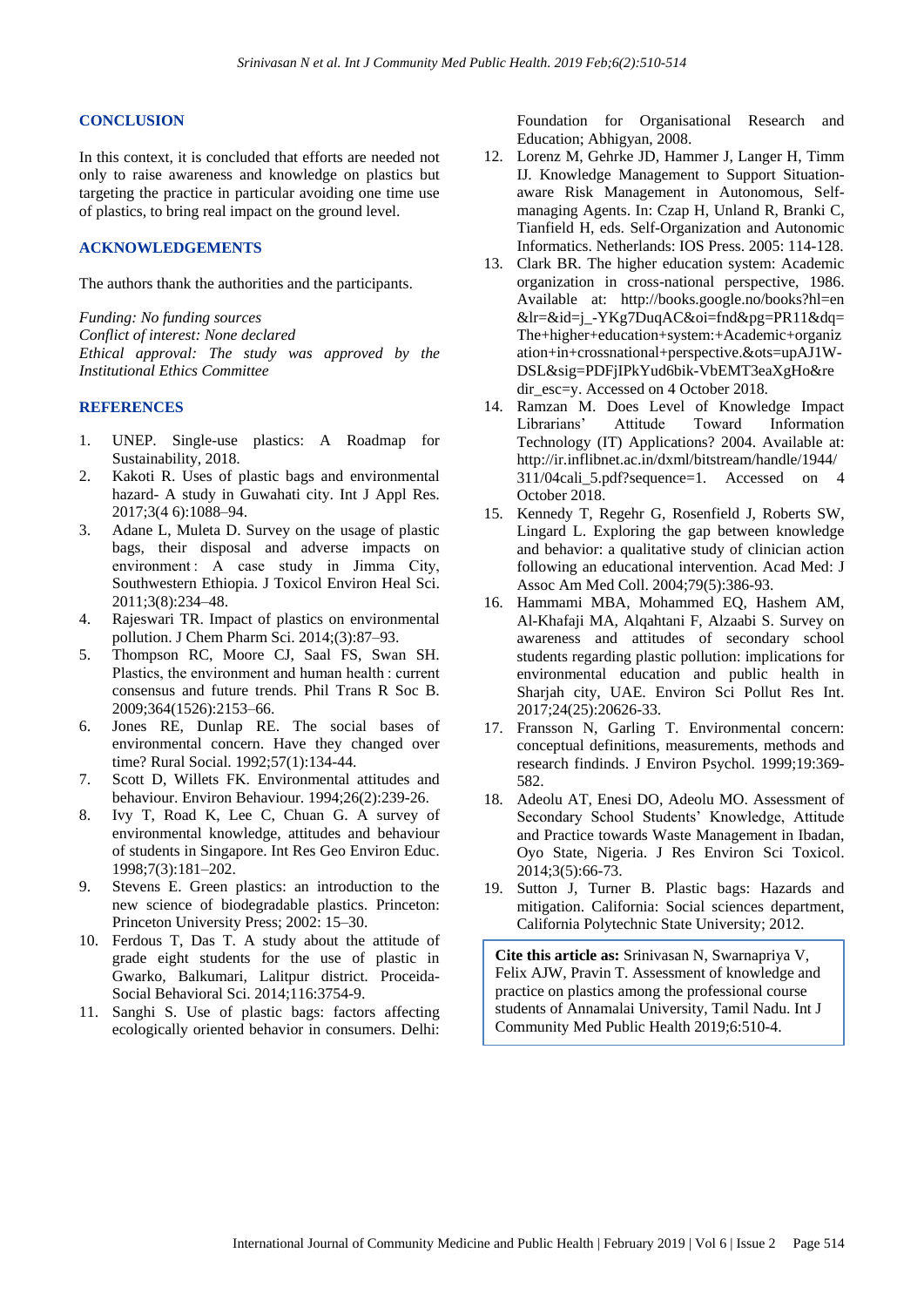## CONCLUSION

In this context, it is concluded that efforts are needed not only to raise awareness and knowledge on plastics but targeting the practice in particular avoiding one time use of plastics, to bring real impact on the ground level.

## ACKNOWLEDGEMENTS

The authors thank the authorities and the participants.

*Funding: No funding sources*
*Conflict of interest: None declared*
*Ethical approval: The study was approved by the Institutional Ethics Committee*

## REFERENCES

1. UNEP. Single-use plastics: A Roadmap for Sustainability, 2018.
2. Kakoti R. Uses of plastic bags and environmental hazard- A study in Guwahati city. Int J Appl Res. 2017;3(4 6):1088–94.
3. Adane L, Muleta D. Survey on the usage of plastic bags, their disposal and adverse impacts on environment : A case study in Jimma City, Southwestern Ethiopia. J Toxicol Environ Heal Sci. 2011;3(8):234–48.
4. Rajeswari TR. Impact of plastics on environmental pollution. J Chem Pharm Sci. 2014;(3):87–93.
5. Thompson RC, Moore CJ, Saal FS, Swan SH. Plastics, the environment and human health : current consensus and future trends. Phil Trans R Soc B. 2009;364(1526):2153–66.
6. Jones RE, Dunlap RE. The social bases of environmental concern. Have they changed over time? Rural Social. 1992;57(1):134-44.
7. Scott D, Willets FK. Environmental attitudes and behaviour. Environ Behaviour. 1994;26(2):239-26.
8. Ivy T, Road K, Lee C, Chuan G. A survey of environmental knowledge, attitudes and behaviour of students in Singapore. Int Res Geo Environ Educ. 1998;7(3):181–202.
9. Stevens E. Green plastics: an introduction to the new science of biodegradable plastics. Princeton: Princeton University Press; 2002: 15–30.
10. Ferdous T, Das T. A study about the attitude of grade eight students for the use of plastic in Gwarko, Balkumari, Lalitpur district. Proceida-Social Behavioral Sci. 2014;116:3754-9.
11. Sanghi S. Use of plastic bags: factors affecting ecologically oriented behavior in consumers. Delhi: Foundation for Organisational Research and Education; Abhigyan, 2008.
12. Lorenz M, Gehrke JD, Hammer J, Langer H, Timm IJ. Knowledge Management to Support Situation-aware Risk Management in Autonomous, Self-managing Agents. In: Czap H, Unland R, Branki C, Tianfield H, eds. Self-Organization and Autonomic Informatics. Netherlands: IOS Press. 2005: 114-128.
13. Clark BR. The higher education system: Academic organization in cross-national perspective, 1986. Available at: http://books.google.no/books?hl=en&lr=&id=j_-YKg7DuqAC&oi=fnd&pg=PR11&dq=The+higher+education+system:+Academic+organization+in+crossnational+perspective.&ots=upAJ1W-DSL&sig=PDFjIPkYud6bik-VbEMT3eaXgHo&redir_esc=y. Accessed on 4 October 2018.
14. Ramzan M. Does Level of Knowledge Impact Librarians' Attitude Toward Information Technology (IT) Applications? 2004. Available at: http://ir.inflibnet.ac.in/dxml/bitstream/handle/1944/311/04cali_5.pdf?sequence=1. Accessed on 4 October 2018.
15. Kennedy T, Regehr G, Rosenfield J, Roberts SW, Lingard L. Exploring the gap between knowledge and behavior: a qualitative study of clinician action following an educational intervention. Acad Med: J Assoc Am Med Coll. 2004;79(5):386-93.
16. Hammami MBA, Mohammed EQ, Hashem AM, Al-Khafaji MA, Alqahtani F, Alzaabi S. Survey on awareness and attitudes of secondary school students regarding plastic pollution: implications for environmental education and public health in Sharjah city, UAE. Environ Sci Pollut Res Int. 2017;24(25):20626-33.
17. Fransson N, Garling T. Environmental concern: conceptual definitions, measurements, methods and research findinds. J Environ Psychol. 1999;19:369-582.
18. Adeolu AT, Enesi DO, Adeolu MO. Assessment of Secondary School Students' Knowledge, Attitude and Practice towards Waste Management in Ibadan, Oyo State, Nigeria. J Res Environ Sci Toxicol. 2014;3(5):66-73.
19. Sutton J, Turner B. Plastic bags: Hazards and mitigation. California: Social sciences department, California Polytechnic State University; 2012.

**Cite this article as:** Srinivasan N, Swarnapriya V, Felix AJW, Pravin T. Assessment of knowledge and practice on plastics among the professional course students of Annamalai University, Tamil Nadu. Int J Community Med Public Health 2019;6:510-4.